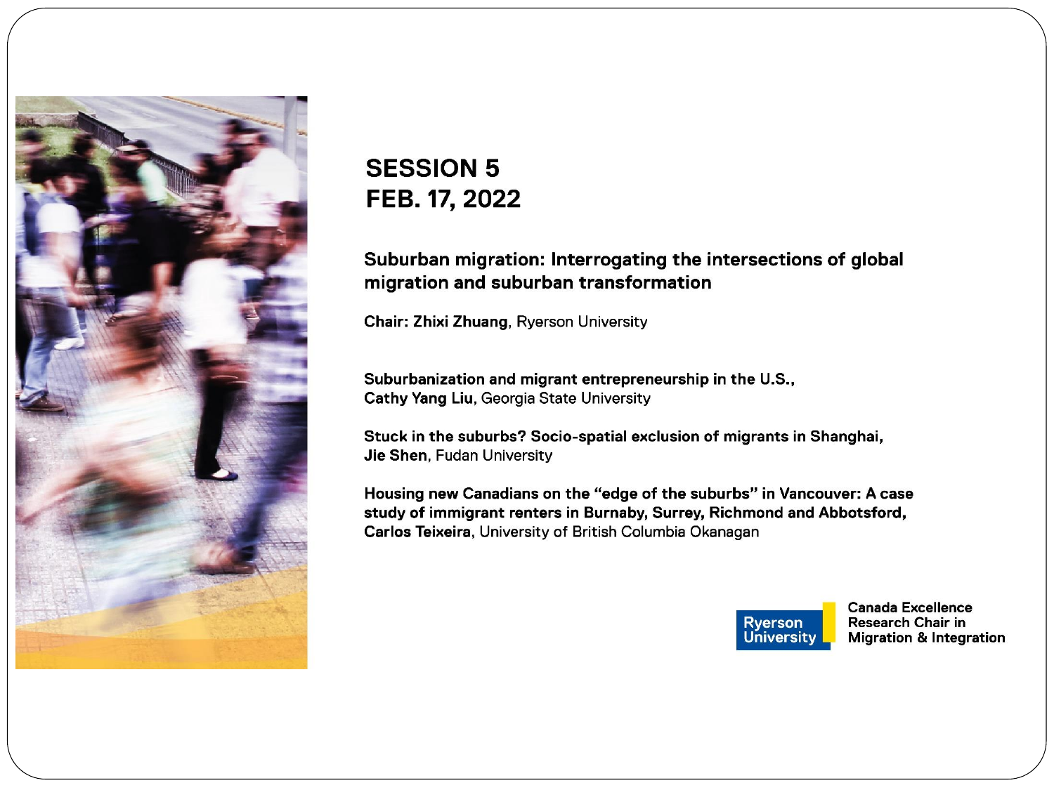# SESSION 5
# FEB. 17, 2022

**Suburban migration: Interrogating the intersections of global migration and suburban transformation**

**Chair: Zhixi Zhuang**, Ryerson University

**Suburbanization and migrant entrepreneurship in the U.S.,**
**Cathy Yang Liu**, Georgia State University

**Stuck in the suburbs? Socio-spatial exclusion of migrants in Shanghai,**
**Jie Shen**, Fudan University

**Housing new Canadians on the "edge of the suburbs" in Vancouver: A case study of immigrant renters in Burnaby, Surrey, Richmond and Abbotsford,**
**Carlos Teixeira**, University of British Columbia Okanagan

Ryerson University

Canada Excellence Research Chair in Migration & Integration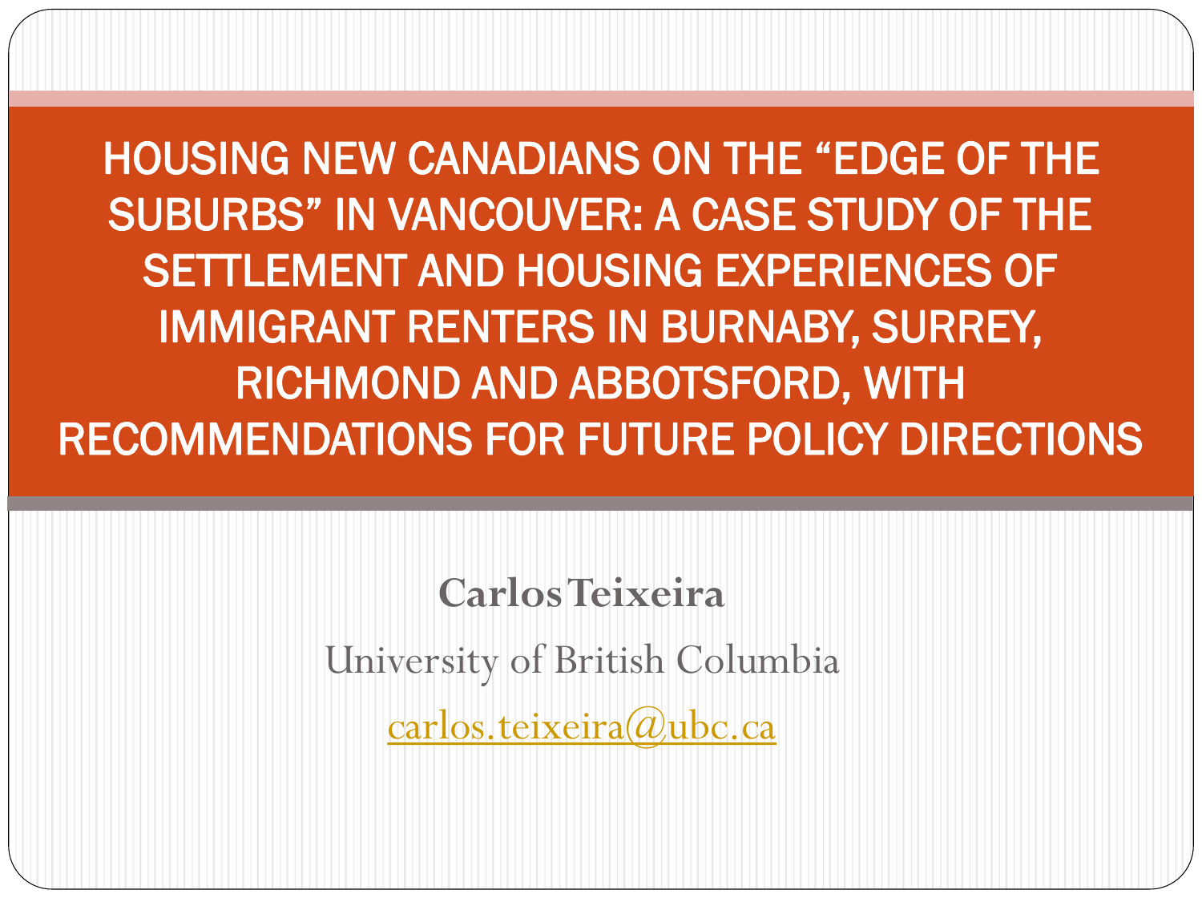# HOUSING NEW CANADIANS ON THE "EDGE OF THE SUBURBS" IN VANCOUVER: A CASE STUDY OF THE SETTLEMENT AND HOUSING EXPERIENCES OF IMMIGRANT RENTERS IN BURNABY, SURREY, RICHMOND AND ABBOTSFORD, WITH RECOMMENDATIONS FOR FUTURE POLICY DIRECTIONS

**Carlos Teixeira**

University of British Columbia

carlos.teixeira@ubc.ca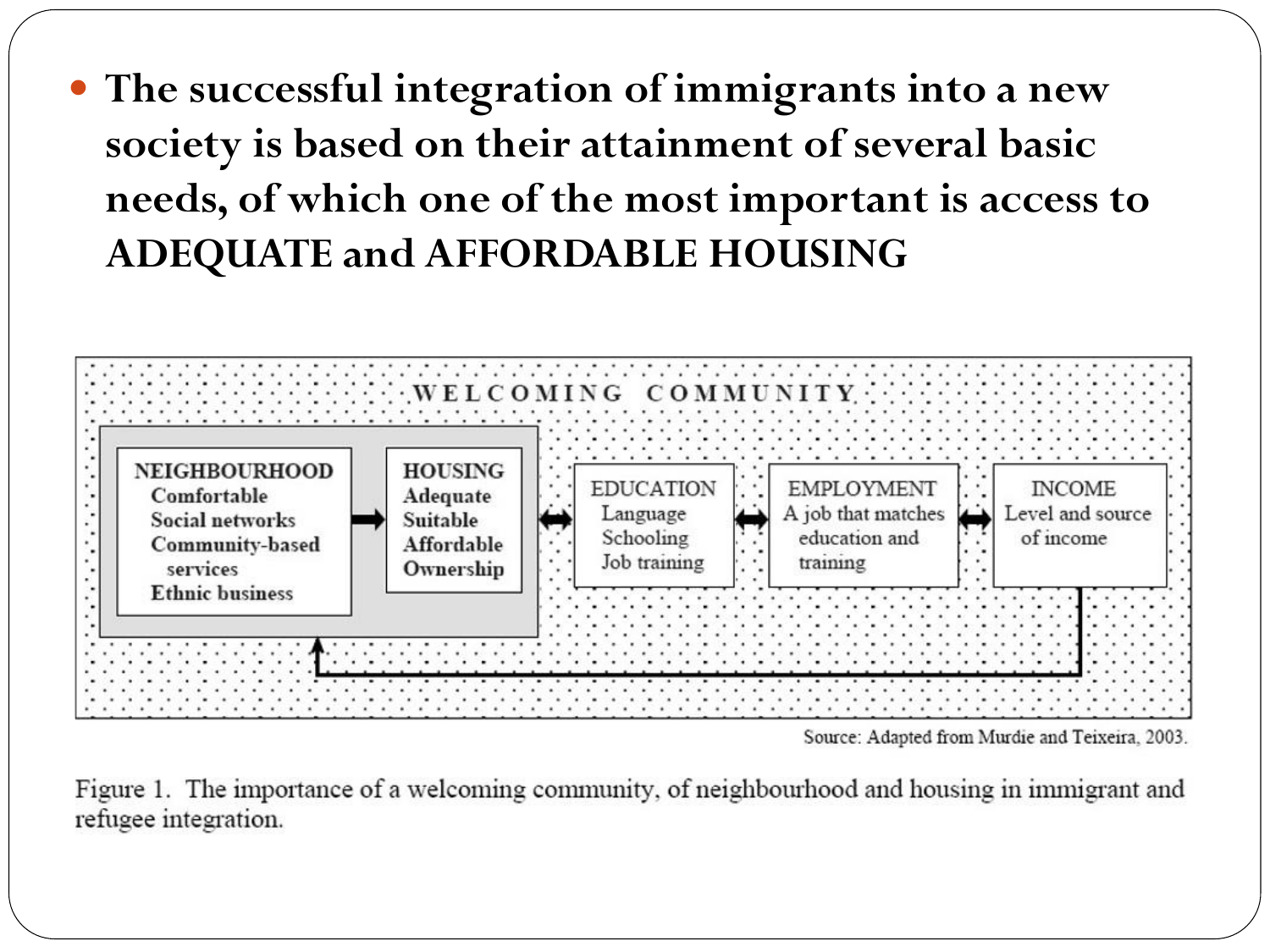- **The successful integration of immigrants into a new society is based on their attainment of several basic needs, of which one of the most important is access to ADEQUATE and AFFORDABLE HOUSING**

WELCOMING COMMUNITY

NEIGHBOURHOOD
Comfortable
Social networks
Community-based services
Ethnic business

HOUSING
Adequate
Suitable
Affordable
Ownership

EDUCATION
Language
Schooling
Job training

EMPLOYMENT
A job that matches education and training

INCOME
Level and source of income

Source: Adapted from Murdie and Teixeira, 2003.

Figure 1. The importance of a welcoming community, of neighbourhood and housing in immigrant and refugee integration.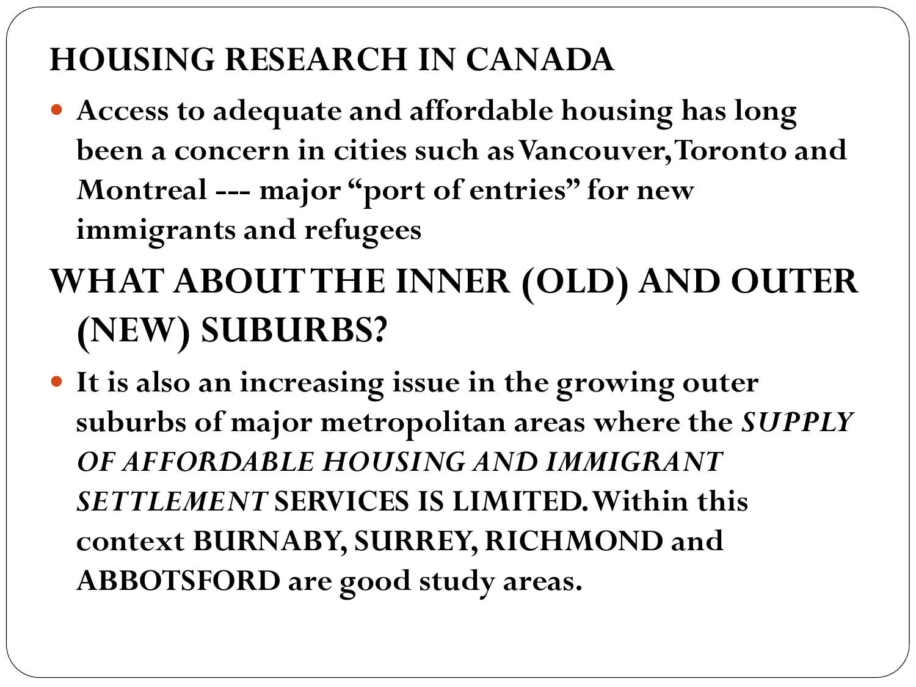## HOUSING RESEARCH IN CANADA

- **Access to adequate and affordable housing has long been a concern in cities such as Vancouver, Toronto and Montreal --- major "port of entries" for new immigrants and refugees**

## WHAT ABOUT THE INNER (OLD) AND OUTER (NEW) SUBURBS?

- **It is also an increasing issue in the growing outer suburbs of major metropolitan areas where the *SUPPLY OF AFFORDABLE HOUSING AND IMMIGRANT SETTLEMENT* SERVICES IS LIMITED. Within this context BURNABY, SURREY, RICHMOND and ABBOTSFORD are good study areas.**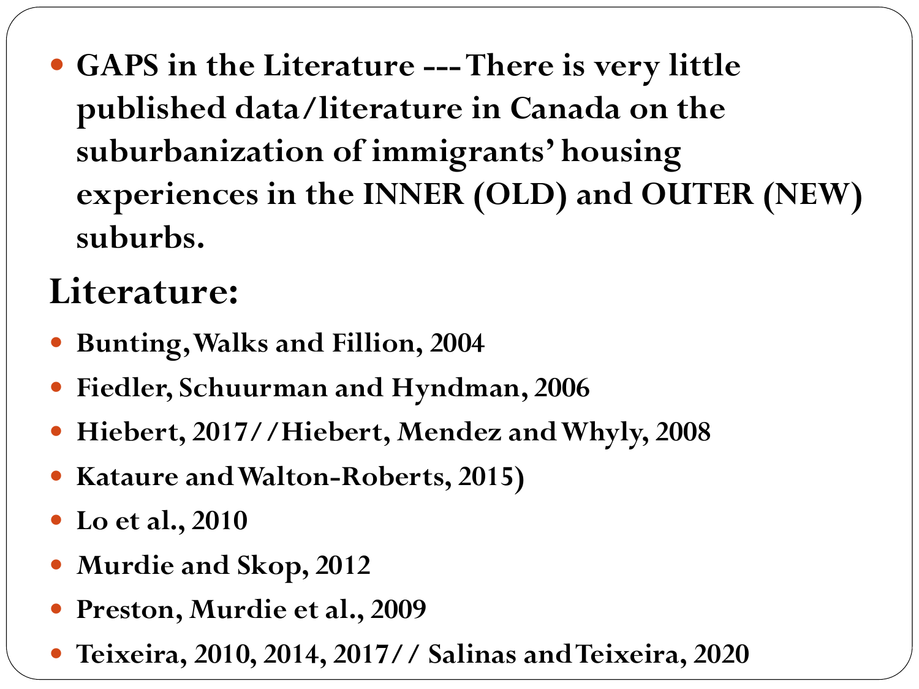- **GAPS in the Literature --- There is very little published data/literature in Canada on the suburbanization of immigrants' housing experiences in the INNER (OLD) and OUTER (NEW) suburbs.**

## Literature:

- **Bunting, Walks and Fillion, 2004**
- **Fiedler, Schuurman and Hyndman, 2006**
- **Hiebert, 2017//Hiebert, Mendez and Whyly, 2008**
- **Kataure and Walton-Roberts, 2015)**
- **Lo et al., 2010**
- **Murdie and Skop, 2012**
- **Preston, Murdie et al., 2009**
- **Teixeira, 2010, 2014, 2017// Salinas and Teixeira, 2020**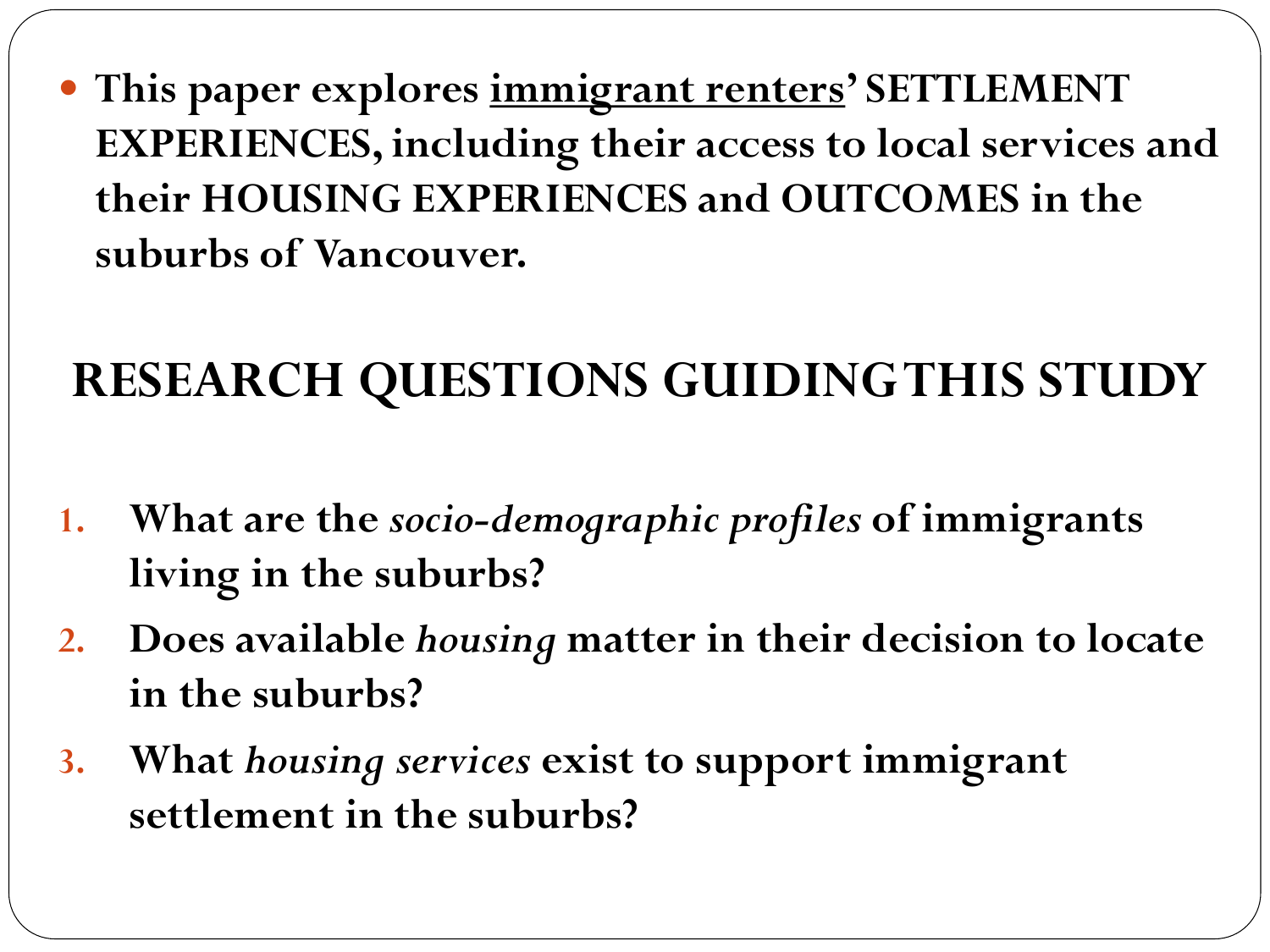- **This paper explores <u>immigrant renters</u>' SETTLEMENT EXPERIENCES, including their access to local services and their HOUSING EXPERIENCES and OUTCOMES in the suburbs of Vancouver.**

## RESEARCH QUESTIONS GUIDING THIS STUDY

1. **What are the *socio-demographic profiles* of immigrants living in the suburbs?**
2. **Does available *housing* matter in their decision to locate in the suburbs?**
3. **What *housing services* exist to support immigrant settlement in the suburbs?**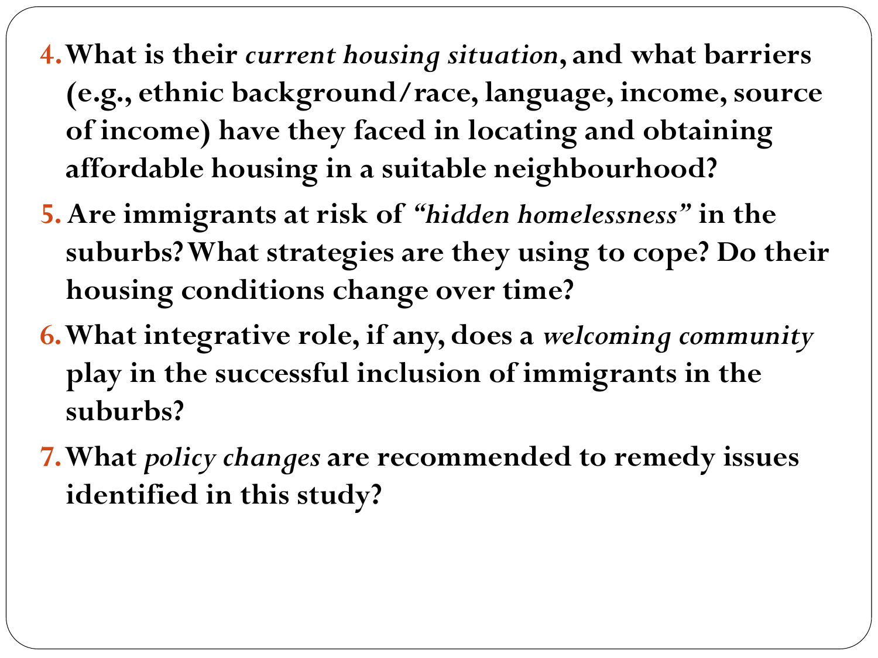4. **What is their *current housing situation*, and what barriers (e.g., ethnic background/race, language, income, source of income) have they faced in locating and obtaining affordable housing in a suitable neighbourhood?**
5. **Are immigrants at risk of *"hidden homelessness"* in the suburbs? What strategies are they using to cope? Do their housing conditions change over time?**
6. **What integrative role, if any, does a *welcoming community* play in the successful inclusion of immigrants in the suburbs?**
7. **What *policy changes* are recommended to remedy issues identified in this study?**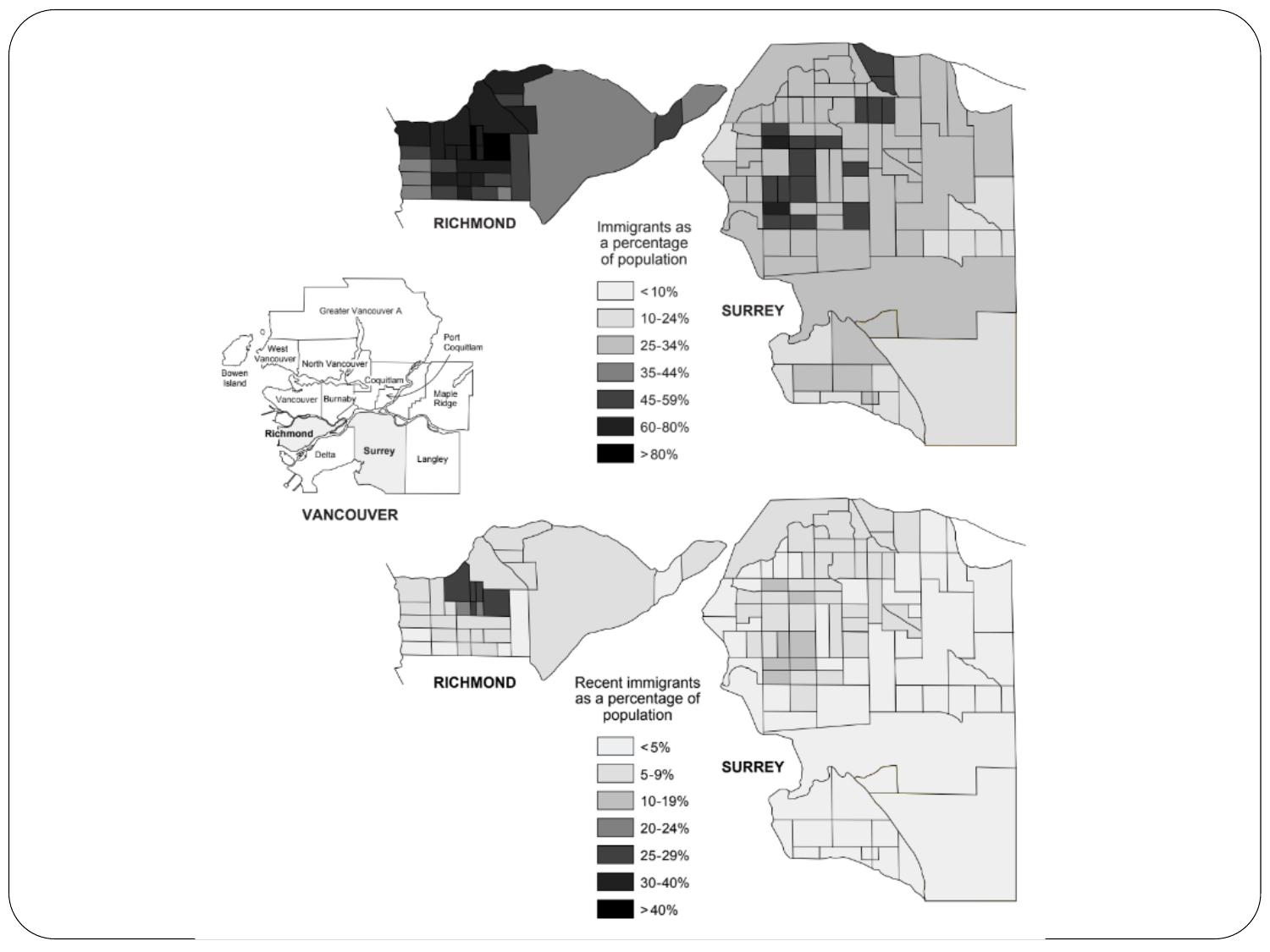RICHMOND

SURREY

VANCOUVER

Greater Vancouver A

West Vancouver

North Vancouver

Bowen Island

Port Coquitlam

Coquitlam

Vancouver

Burnaby

Maple Ridge

Richmond

Delta

Surrey

Langley

**Immigrants as a percentage of population**

- < 10%
- 10-24%
- 25-34%
- 35-44%
- 45-59%
- 60-80%
- > 80%

RICHMOND

SURREY

**Recent immigrants as a percentage of population**

- < 5%
- 5-9%
- 10-19%
- 20-24%
- 25-29%
- 30-40%
- > 40%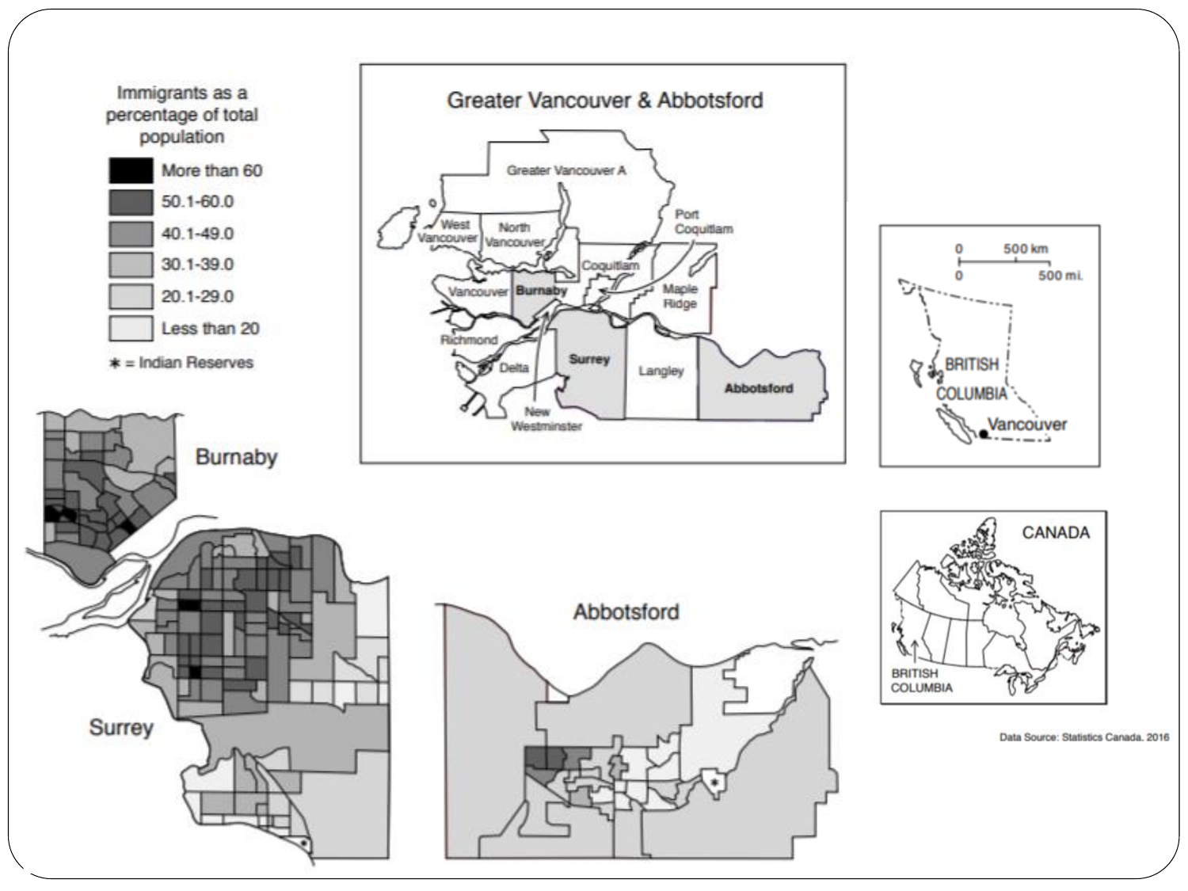Immigrants as a percentage of total population

- More than 60
- 50.1-60.0
- 40.1-49.0
- 30.1-39.0
- 20.1-29.0
- Less than 20

* = Indian Reserves

## Greater Vancouver & Abbotsford

Greater Vancouver A, West Vancouver, North Vancouver, Port Coquitlam, Coquitlam, Vancouver, **Burnaby**, Maple Ridge, Richmond, Delta, **Surrey**, Langley, **Abbotsford**, New Westminster

BRITISH COLUMBIA

Vancouver

0 — 500 km

0 — 500 mi.

CANADA

BRITISH COLUMBIA

Burnaby

Surrey

Abbotsford

Data Source: Statistics Canada, 2016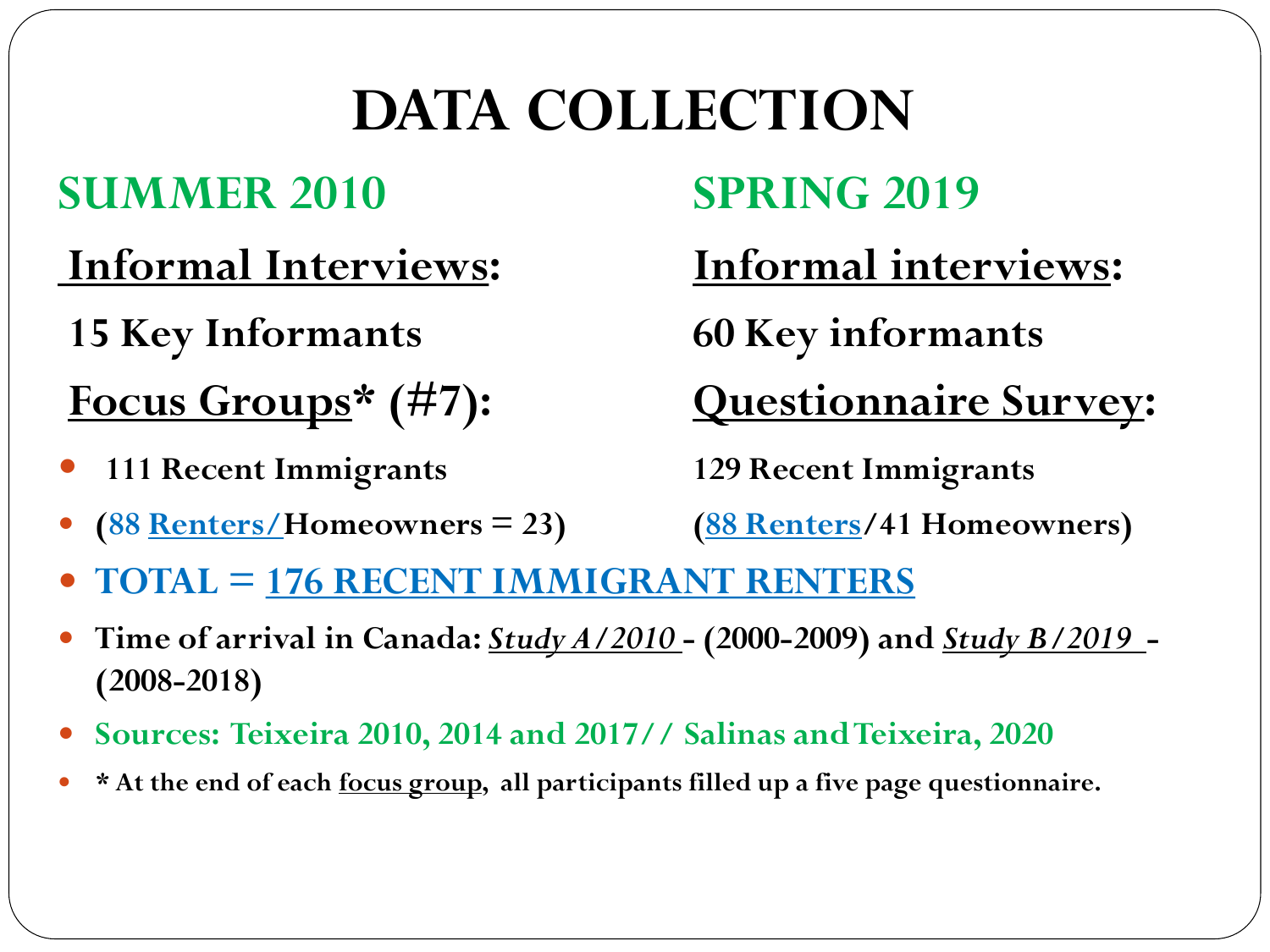# DATA COLLECTION

## SUMMER 2010

**Informal Interviews:**

**15 Key Informants**

**Focus Groups* (#7):**

- **111 Recent Immigrants**
- **(88 Renters/Homeowners = 23)**

## SPRING 2019

**Informal interviews:**

**60 Key informants**

**Questionnaire Survey:**

**129 Recent Immigrants**

**(88 Renters/41 Homeowners)**

- **TOTAL = 176 RECENT IMMIGRANT RENTERS**
- **Time of arrival in Canada: *Study A/2010* - (2000-2009) and *Study B/2019* - (2008-2018)**
- **Sources: Teixeira 2010, 2014 and 2017// Salinas and Teixeira, 2020**
- *** At the end of each focus group, all participants filled up a five page questionnaire.**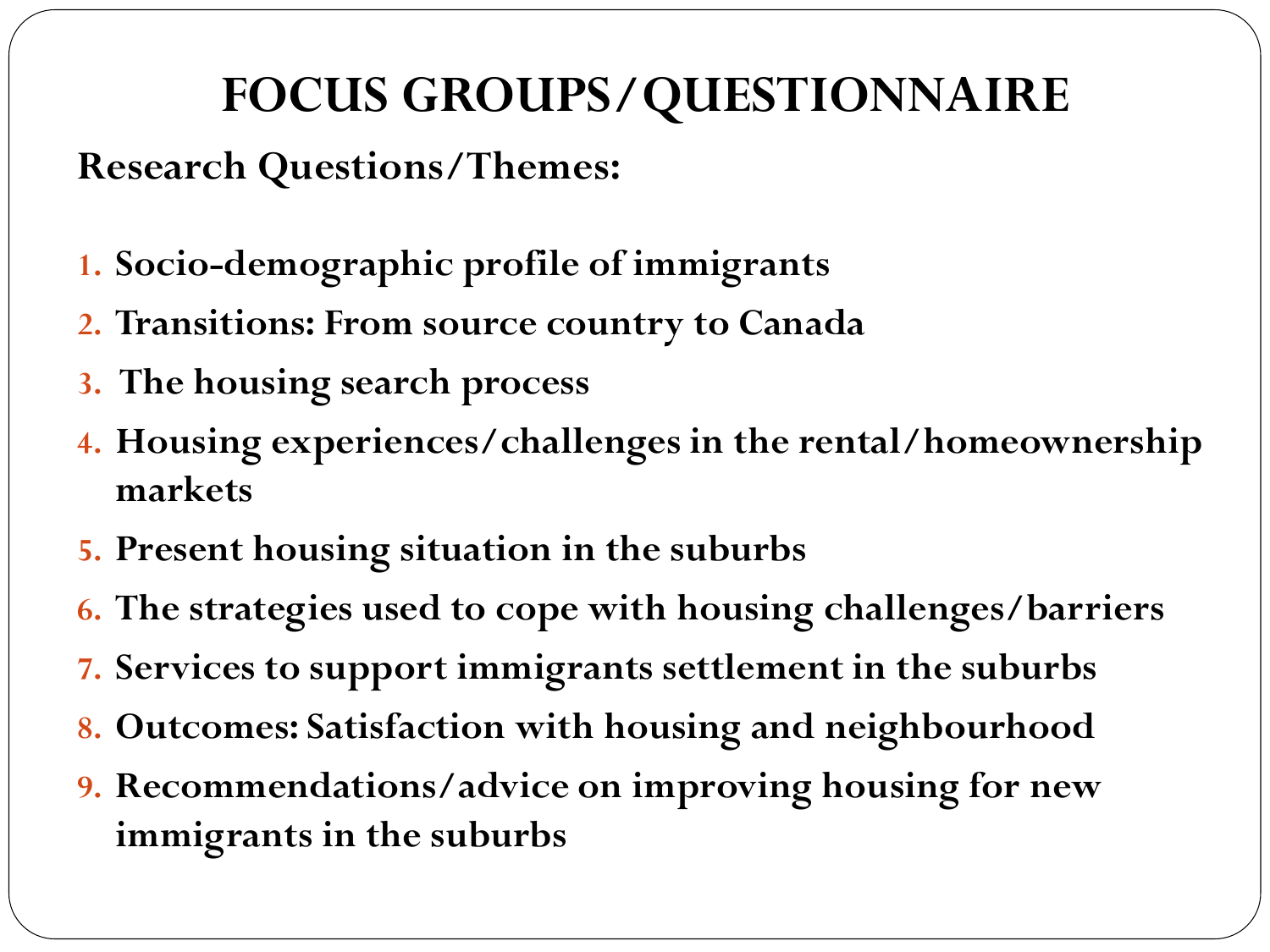# FOCUS GROUPS/QUESTIONNAIRE

**Research Questions/Themes:**

1. **Socio-demographic profile of immigrants**
2. **Transitions: From source country to Canada**
3. **The housing search process**
4. **Housing experiences/challenges in the rental/homeownership markets**
5. **Present housing situation in the suburbs**
6. **The strategies used to cope with housing challenges/barriers**
7. **Services to support immigrants settlement in the suburbs**
8. **Outcomes: Satisfaction with housing and neighbourhood**
9. **Recommendations/advice on improving housing for new immigrants in the suburbs**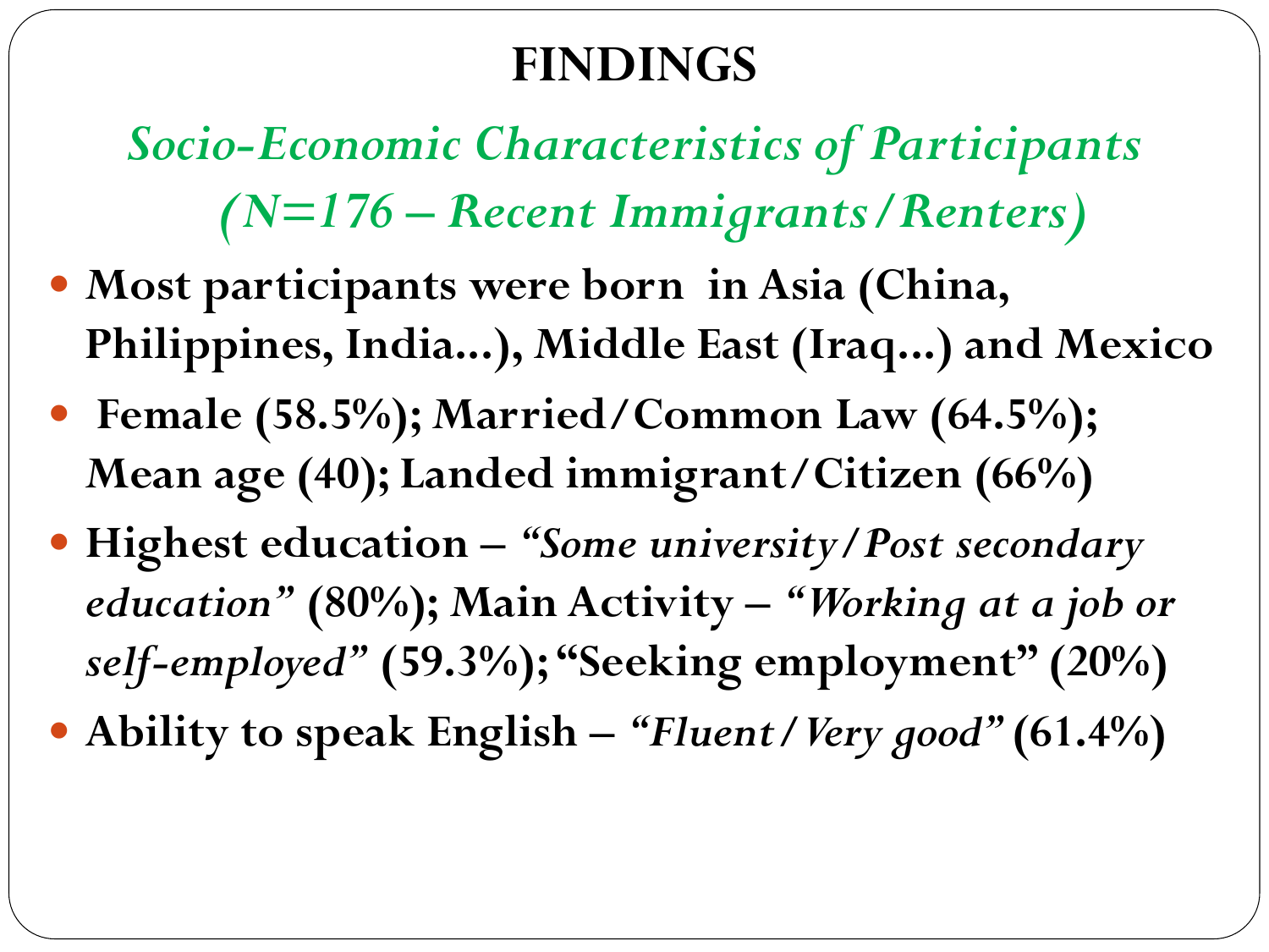# FINDINGS

## *Socio-Economic Characteristics of Participants (N=176 – Recent Immigrants/Renters)*

- **Most participants were born in Asia (China, Philippines, India…), Middle East (Iraq…) and Mexico**
- **Female (58.5%); Married/Common Law (64.5%); Mean age (40); Landed immigrant/Citizen (66%)**
- **Highest education – *"Some university/Post secondary education"* (80%); Main Activity – *"Working at a job or self-employed"* (59.3%); "Seeking employment" (20%)**
- **Ability to speak English – *"Fluent/Very good"* (61.4%)**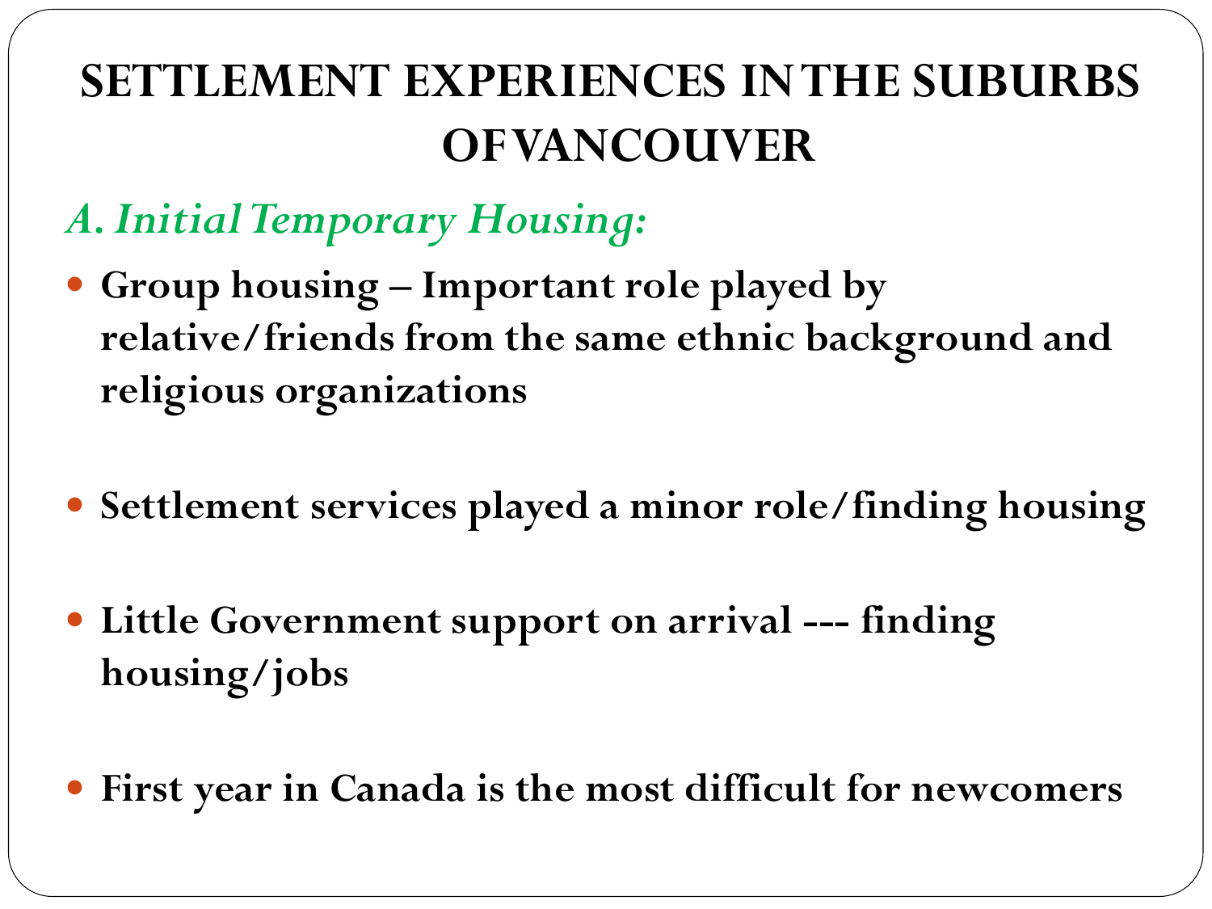# SETTLEMENT EXPERIENCES IN THE SUBURBS OF VANCOUVER

## *A. Initial Temporary Housing:*

- **Group housing – Important role played by relative/friends from the same ethnic background and religious organizations**
- **Settlement services played a minor role/finding housing**
- **Little Government support on arrival --- finding housing/jobs**
- **First year in Canada is the most difficult for newcomers**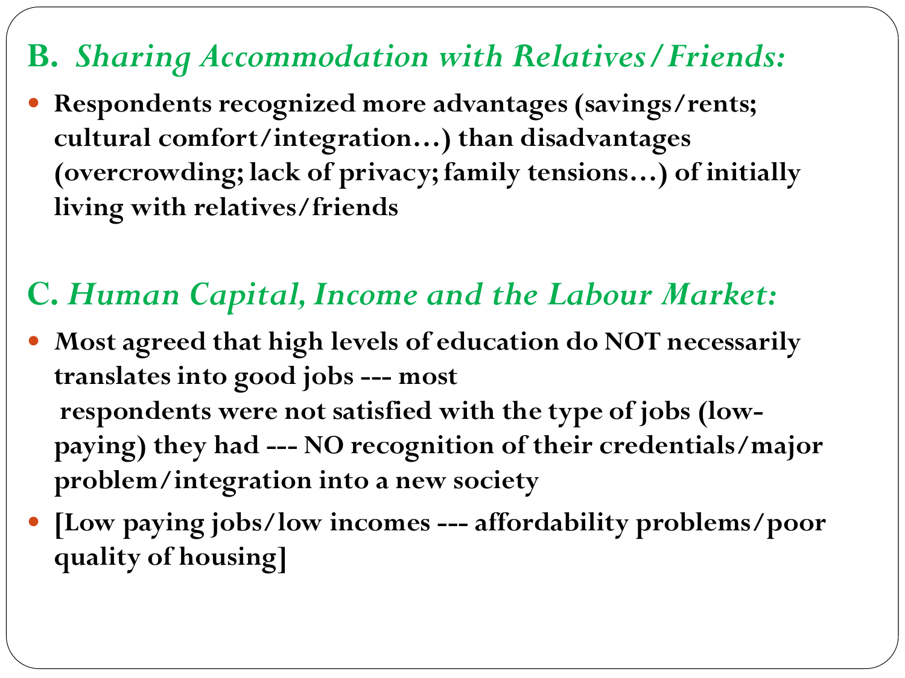## B. *Sharing Accommodation with Relatives/Friends:*

- **Respondents recognized more advantages (savings/rents; cultural comfort/integration…) than disadvantages (overcrowding; lack of privacy; family tensions…) of initially living with relatives/friends**

## C. *Human Capital, Income and the Labour Market:*

- **Most agreed that high levels of education do NOT necessarily translates into good jobs --- most respondents were not satisfied with the type of jobs (low-paying) they had --- NO recognition of their credentials/major problem/integration into a new society**
- **[Low paying jobs/low incomes --- affordability problems/poor quality of housing]**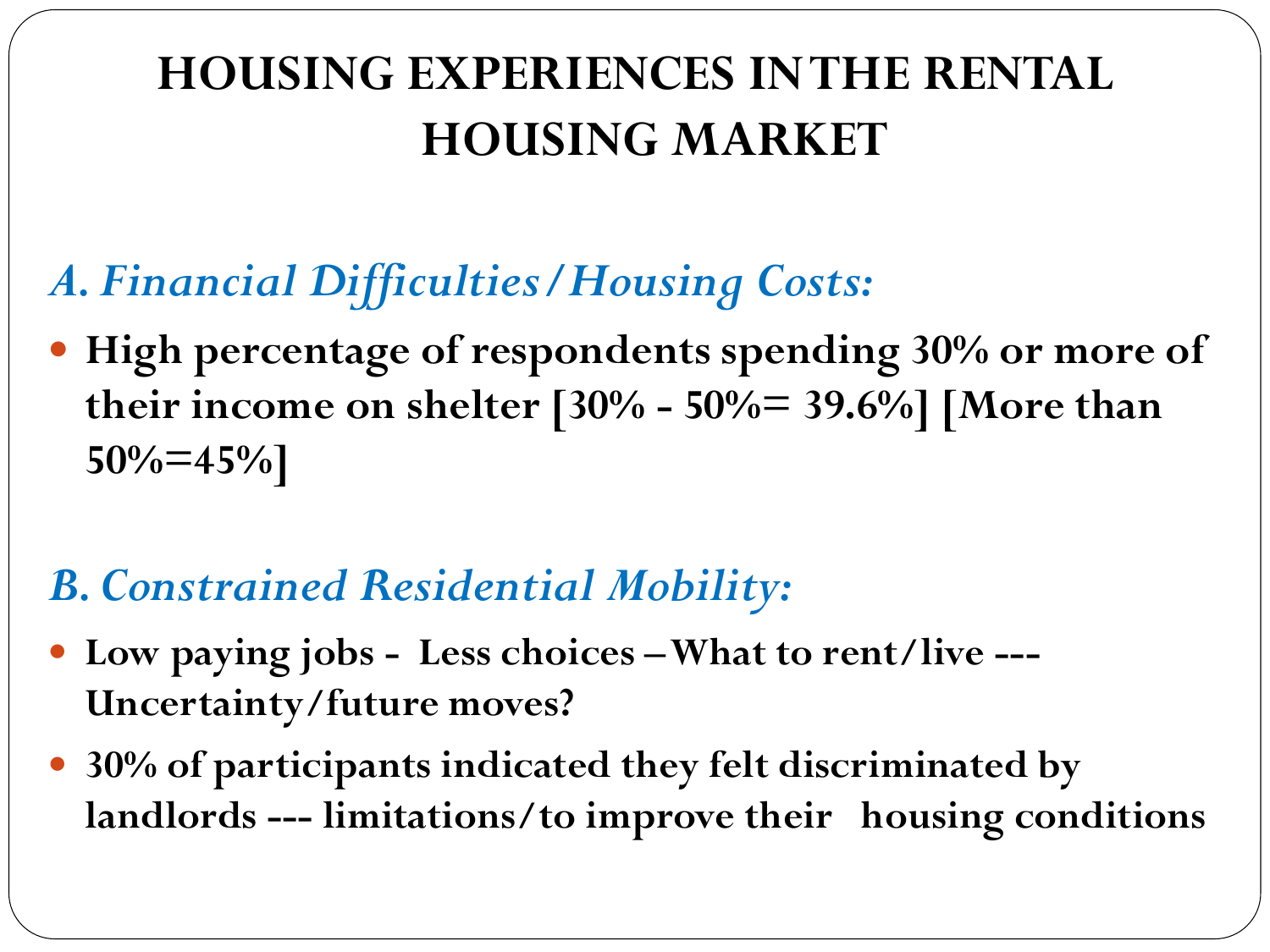# HOUSING EXPERIENCES IN THE RENTAL HOUSING MARKET

## *A. Financial Difficulties/Housing Costs:*

- **High percentage of respondents spending 30% or more of their income on shelter [30% - 50%= 39.6%] [More than 50%=45%]**

## *B. Constrained Residential Mobility:*

- **Low paying jobs - Less choices – What to rent/live --- Uncertainty/future moves?**
- **30% of participants indicated they felt discriminated by landlords --- limitations/to improve their housing conditions**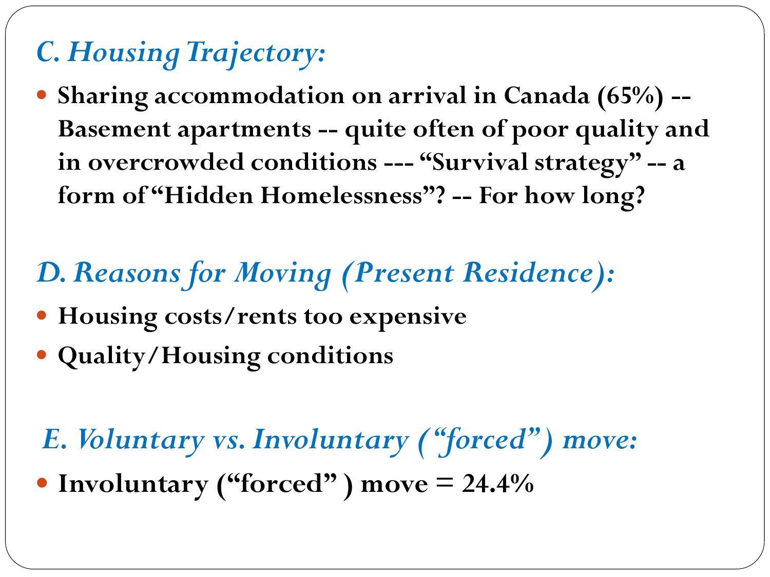## *C. Housing Trajectory:*

- **Sharing accommodation on arrival in Canada (65%) -- Basement apartments -- quite often of poor quality and in overcrowded conditions --- "Survival strategy" -- a form of "Hidden Homelessness"? -- For how long?**

## *D. Reasons for Moving (Present Residence):*

- **Housing costs/rents too expensive**
- **Quality/Housing conditions**

## *E. Voluntary vs. Involuntary ("forced") move:*

- **Involuntary ("forced") move = 24.4%**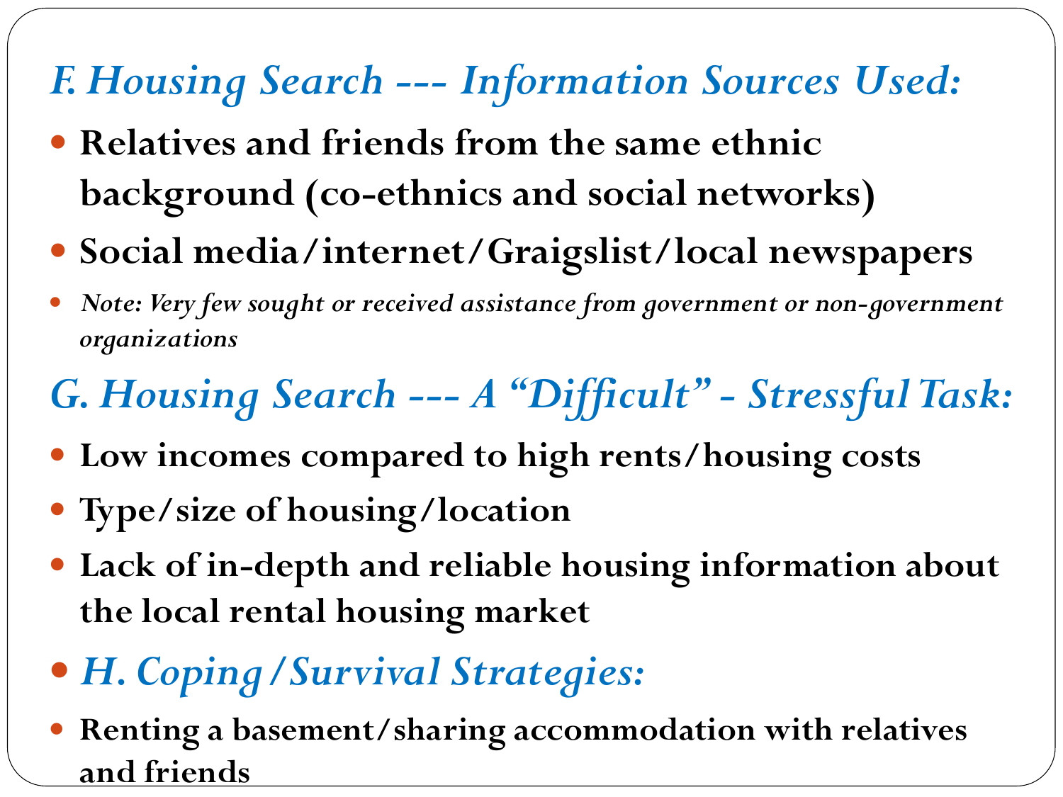## *F. Housing Search --- Information Sources Used:*

- **Relatives and friends from the same ethnic background (co-ethnics and social networks)**
- **Social media/internet/Graigslist/local newspapers**
- *Note: Very few sought or received assistance from government or non-government organizations*

## *G. Housing Search --- A "Difficult" - Stressful Task:*

- **Low incomes compared to high rents/housing costs**
- **Type/size of housing/location**
- **Lack of in-depth and reliable housing information about the local rental housing market**

- *H. Coping/Survival Strategies:*
- **Renting a basement/sharing accommodation with relatives and friends**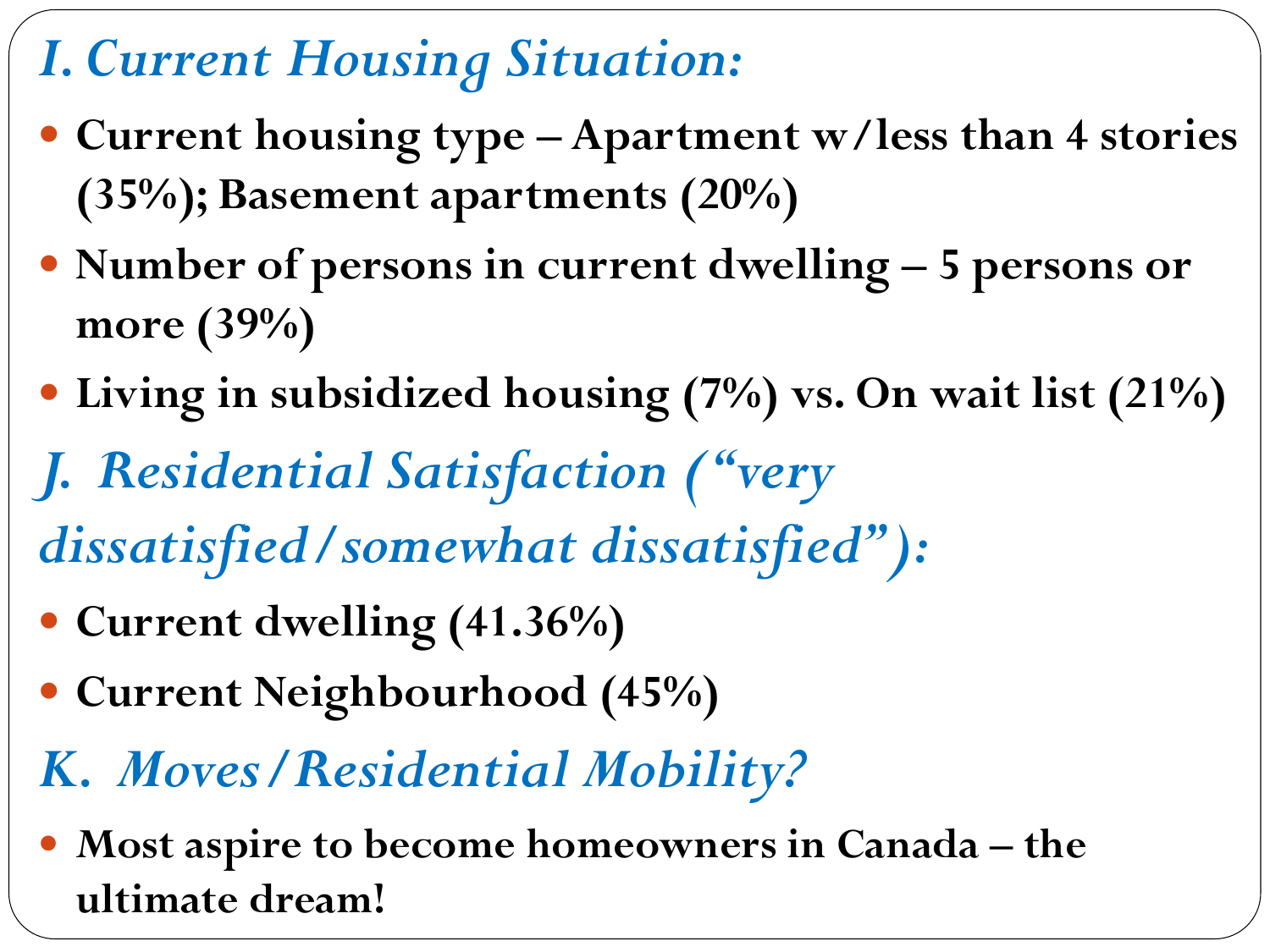## *I. Current Housing Situation:*

- **Current housing type – Apartment w/less than 4 stories (35%); Basement apartments (20%)**
- **Number of persons in current dwelling – 5 persons or more (39%)**
- **Living in subsidized housing (7%) vs. On wait list (21%)**

## *J. Residential Satisfaction ("very dissatisfied/somewhat dissatisfied"):*

- **Current dwelling (41.36%)**
- **Current Neighbourhood (45%)**

## *K. Moves/Residential Mobility?*

- **Most aspire to become homeowners in Canada – the ultimate dream!**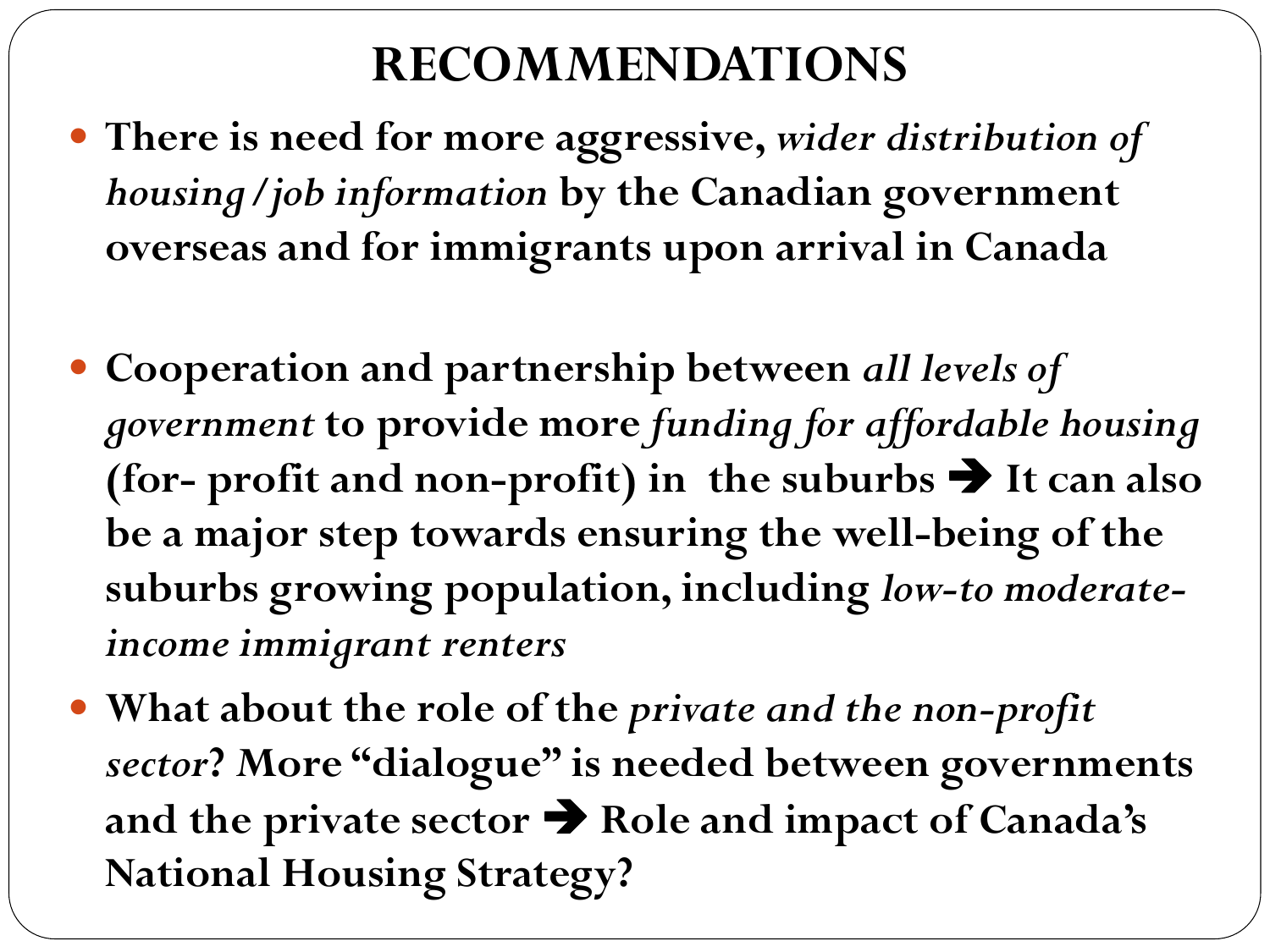# RECOMMENDATIONS

- **There is need for more aggressive, *wider distribution of housing/job information* by the Canadian government overseas and for immigrants upon arrival in Canada**

- **Cooperation and partnership between *all levels of government* to provide more *funding for affordable housing* (for- profit and non-profit) in the suburbs ➔ It can also be a major step towards ensuring the well-being of the suburbs growing population, including *low-to moderate-income immigrant renters***
- **What about the role of the *private and the non-profit sector*? More "dialogue" is needed between governments and the private sector ➔ Role and impact of Canada's National Housing Strategy?**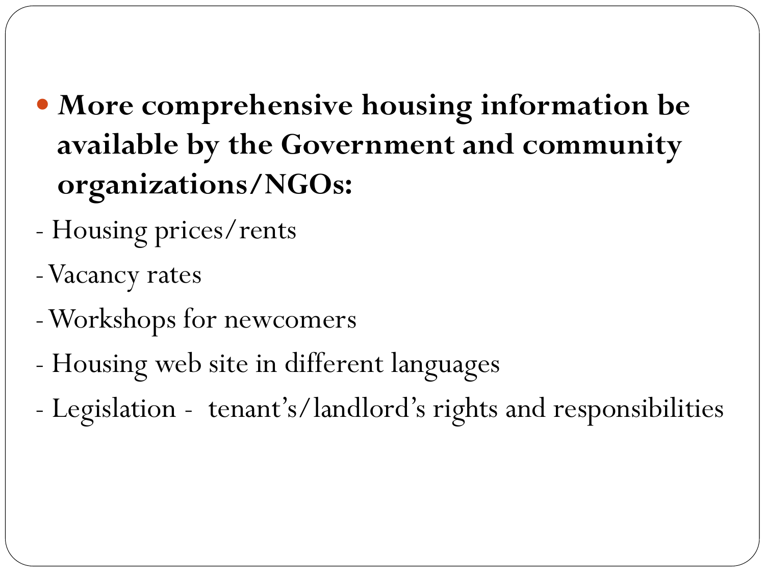- **More comprehensive housing information be available by the Government and community organizations/NGOs:**

- Housing prices/rents
- Vacancy rates
- Workshops for newcomers
- Housing web site in different languages
- Legislation - tenant's/landlord's rights and responsibilities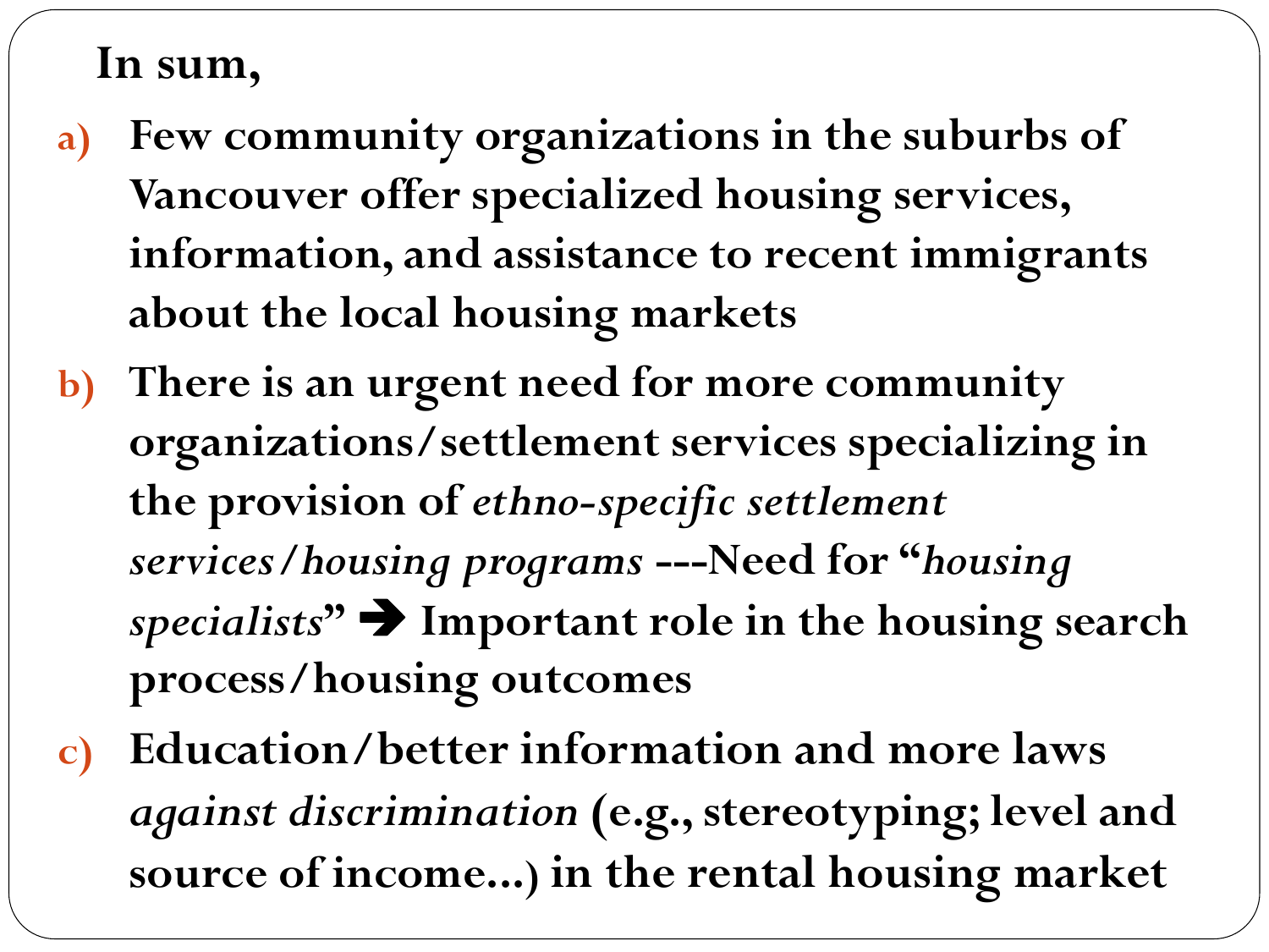**In sum,**

a) **Few community organizations in the suburbs of Vancouver offer specialized housing services, information, and assistance to recent immigrants about the local housing markets**

b) **There is an urgent need for more community organizations/settlement services specializing in the provision of *ethno-specific settlement services/housing programs* ---Need for "*housing specialists*" ➔ Important role in the housing search process/housing outcomes**

c) **Education/better information and more laws *against discrimination* (e.g., stereotyping; level and source of income...) in the rental housing market**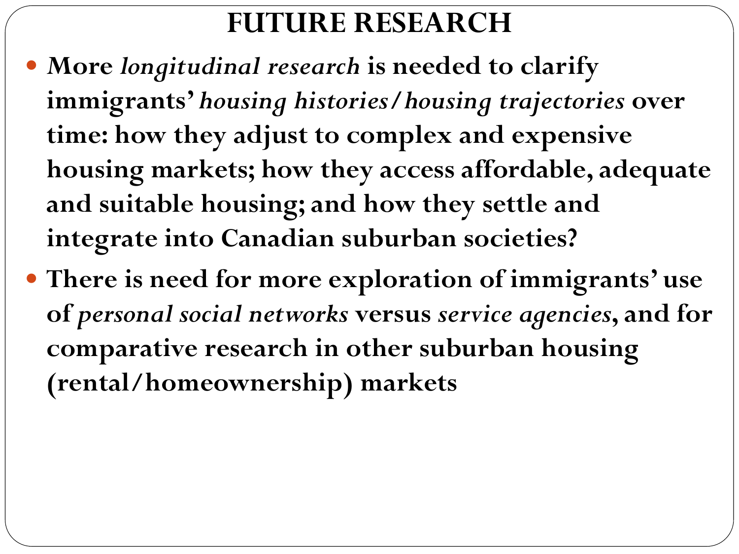# FUTURE RESEARCH

- **More *longitudinal research* is needed to clarify immigrants' *housing histories/housing trajectories* over time: how they adjust to complex and expensive housing markets; how they access affordable, adequate and suitable housing; and how they settle and integrate into Canadian suburban societies?**
- **There is need for more exploration of immigrants' use of *personal social networks* versus *service agencies*, and for comparative research in other suburban housing (rental/homeownership) markets**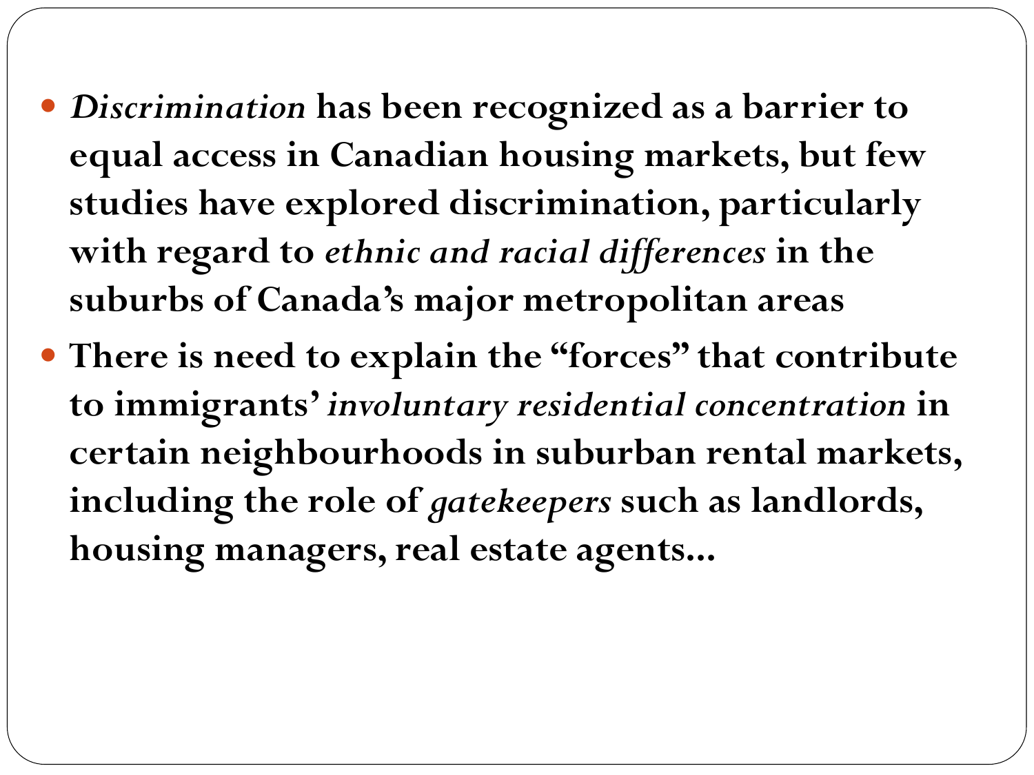- *Discrimination* **has been recognized as a barrier to equal access in Canadian housing markets, but few studies have explored discrimination, particularly with regard to** ***ethnic and racial differences*** **in the suburbs of Canada's major metropolitan areas**
- **There is need to explain the "forces" that contribute to immigrants'** ***involuntary residential concentration*** **in certain neighbourhoods in suburban rental markets, including the role of** ***gatekeepers*** **such as landlords, housing managers, real estate agents…**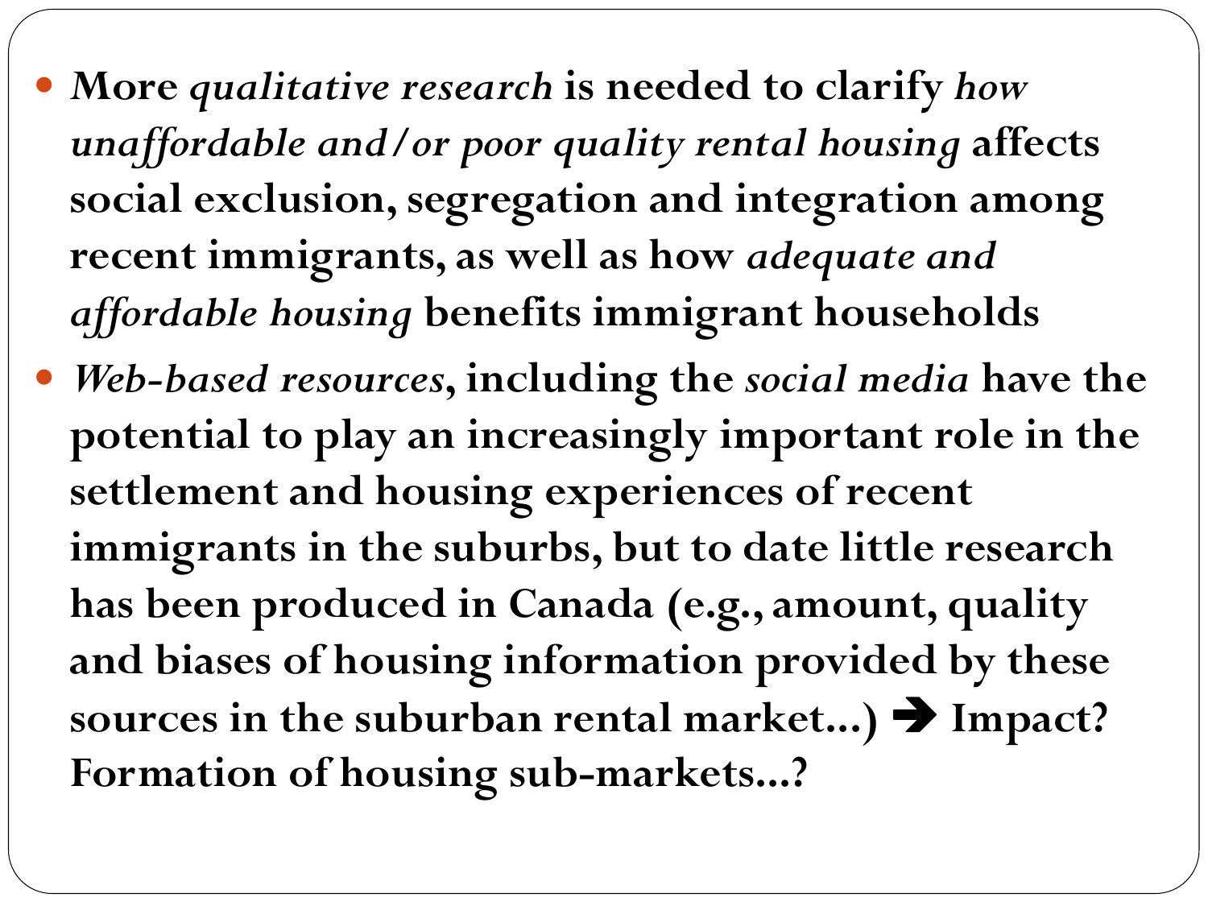- **More *qualitative research* is needed to clarify *how unaffordable and/or poor quality rental housing* affects social exclusion, segregation and integration among recent immigrants, as well as how *adequate and affordable housing* benefits immigrant households**
- ***Web-based resources*, including the *social media* have the potential to play an increasingly important role in the settlement and housing experiences of recent immigrants in the suburbs, but to date little research has been produced in Canada (e.g., amount, quality and biases of housing information provided by these sources in the suburban rental market…) ➔ Impact? Formation of housing sub-markets…?**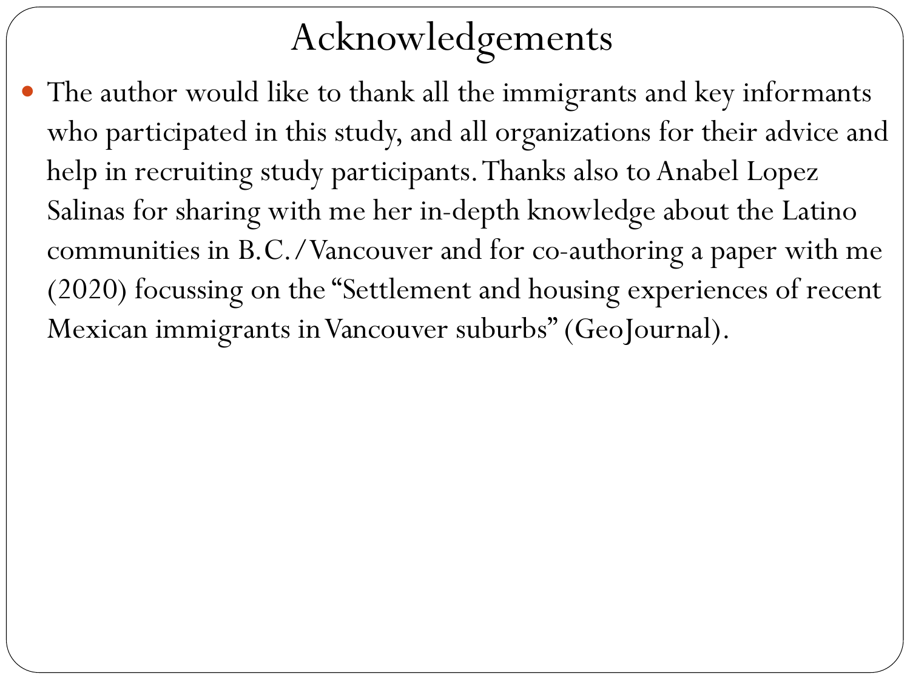# Acknowledgements

- The author would like to thank all the immigrants and key informants who participated in this study, and all organizations for their advice and help in recruiting study participants. Thanks also to Anabel Lopez Salinas for sharing with me her in-depth knowledge about the Latino communities in B.C./Vancouver and for co-authoring a paper with me (2020) focussing on the "Settlement and housing experiences of recent Mexican immigrants in Vancouver suburbs" (GeoJournal).